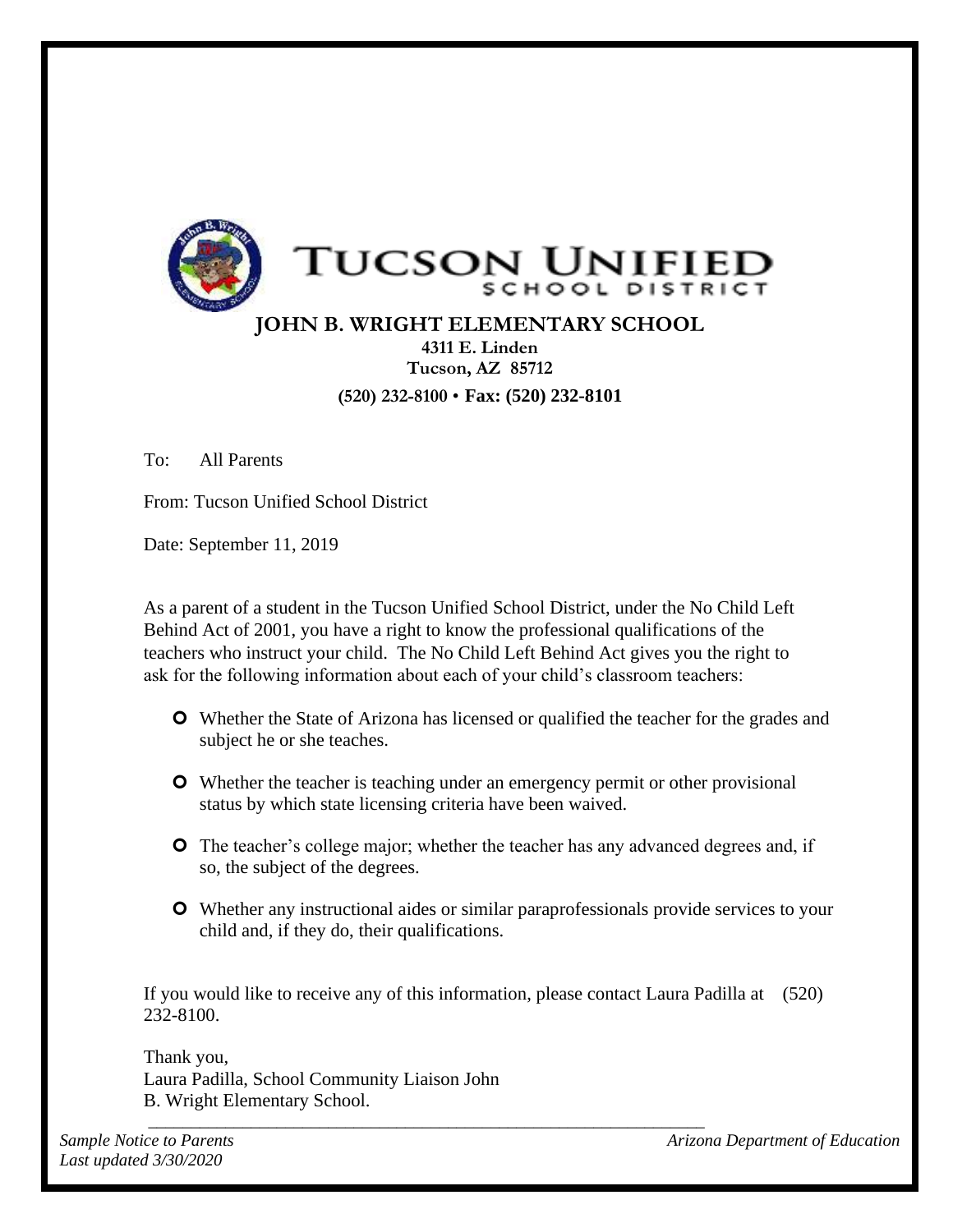# TUCSON UNIFIED
SCHOOL DISTRICT

## JOHN B. WRIGHT ELEMENTARY SCHOOL

**4311 E. Linden**
**Tucson, AZ 85712**

**(520) 232-8100 • Fax: (520) 232-8101**

To: All Parents

From: Tucson Unified School District

Date: September 11, 2019

As a parent of a student in the Tucson Unified School District, under the No Child Left Behind Act of 2001, you have a right to know the professional qualifications of the teachers who instruct your child. The No Child Left Behind Act gives you the right to ask for the following information about each of your child's classroom teachers:

- Whether the State of Arizona has licensed or qualified the teacher for the grades and subject he or she teaches.
- Whether the teacher is teaching under an emergency permit or other provisional status by which state licensing criteria have been waived.
- The teacher's college major; whether the teacher has any advanced degrees and, if so, the subject of the degrees.
- Whether any instructional aides or similar paraprofessionals provide services to your child and, if they do, their qualifications.

If you would like to receive any of this information, please contact Laura Padilla at (520) 232-8100.

Thank you,
Laura Padilla, School Community Liaison John B. Wright Elementary School.

*Sample Notice to Parents* *Arizona Department of Education*
*Last updated 3/30/2020*